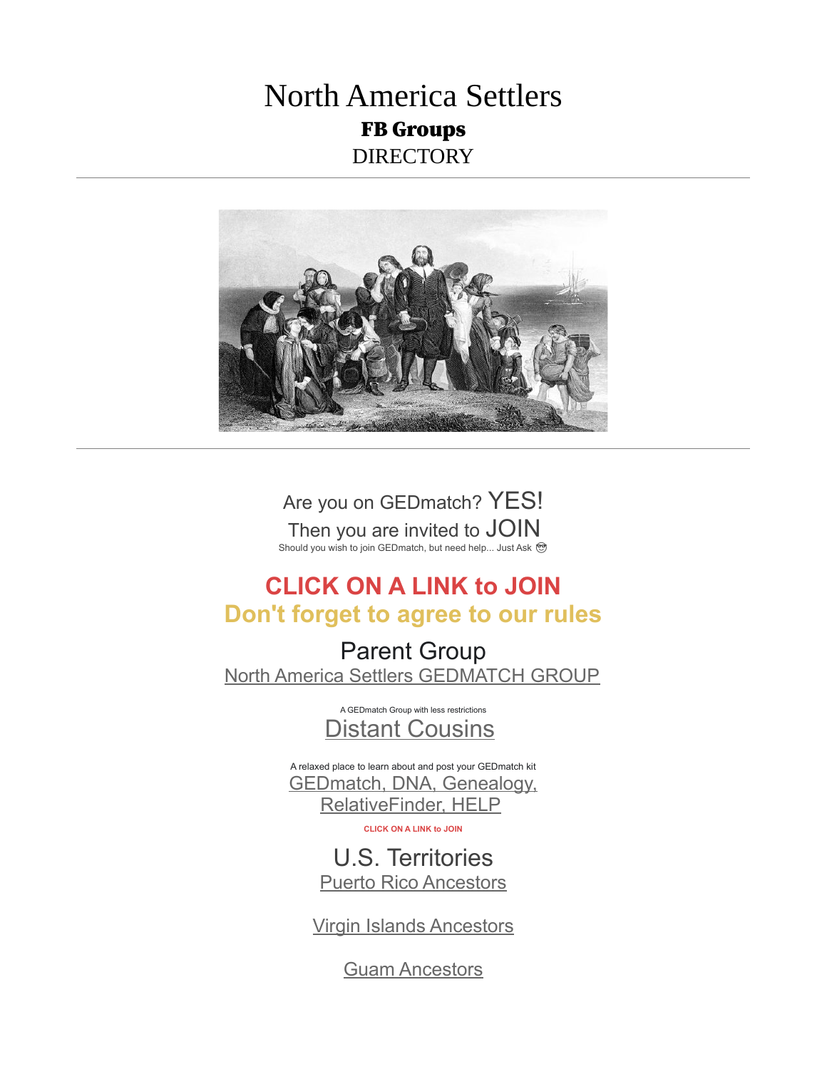# North America Settlers

## FB Groups

DIRECTORY

---

---

Are you on GEDmatch? YES!

Then you are invited to JOIN

Should you wish to join GEDmatch, but need help... Just Ask 🤓

## CLICK ON A LINK to JOIN

## Don't forget to agree to our rules

### Parent Group

North America Settlers GEDMATCH GROUP

A GEDmatch Group with less restrictions

Distant Cousins

A relaxed place to learn about and post your GEDmatch kit

GEDmatch, DNA, Genealogy, RelativeFinder, HELP

CLICK ON A LINK to JOIN

### U.S. Territories

Puerto Rico Ancestors

Virgin Islands Ancestors

Guam Ancestors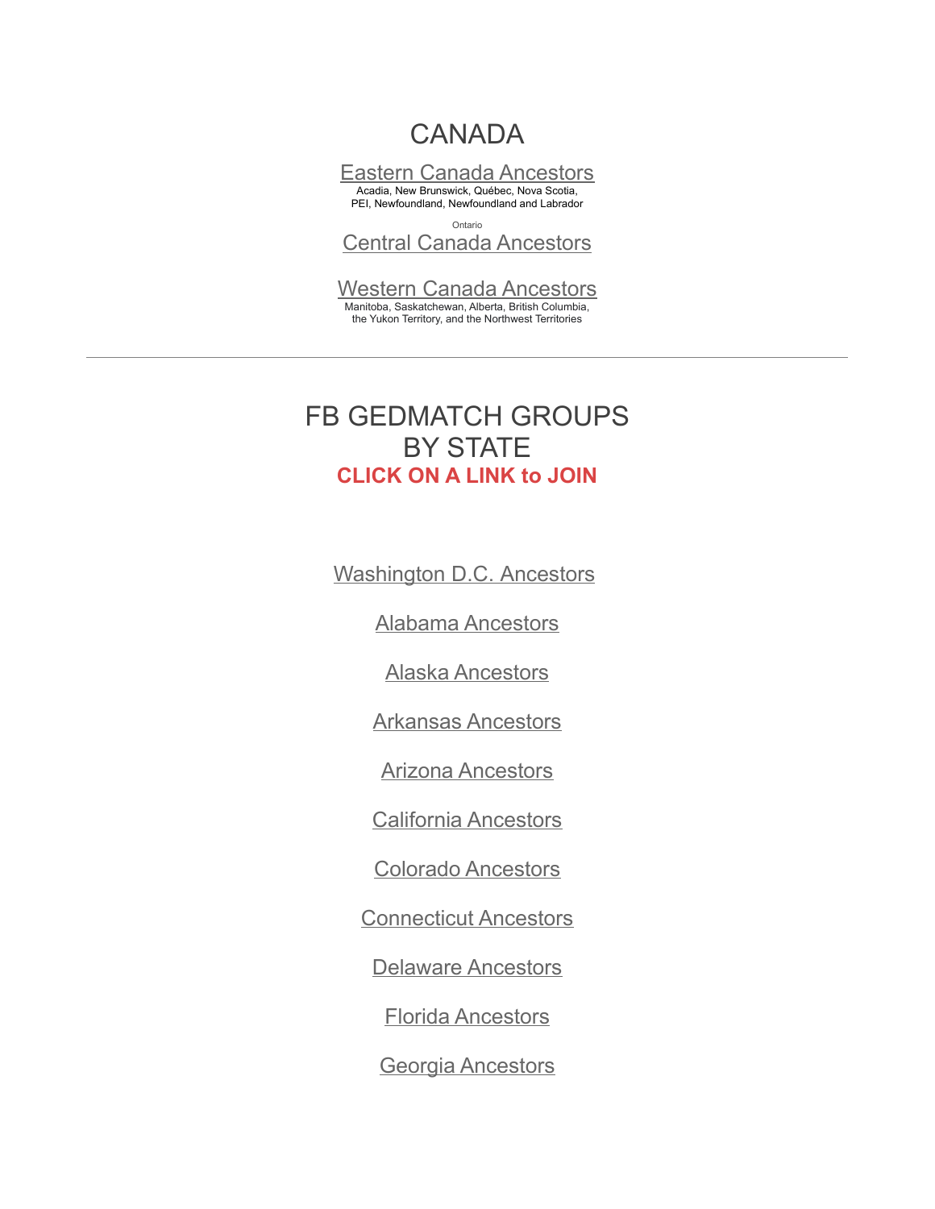# CANADA

Eastern Canada Ancestors
Acadia, New Brunswick, Québec, Nova Scotia, PEI, Newfoundland, Newfoundland and Labrador

Ontario
Central Canada Ancestors

Western Canada Ancestors
Manitoba, Saskatchewan, Alberta, British Columbia, the Yukon Territory, and the Northwest Territories

---

# FB GEDMATCH GROUPS BY STATE

**CLICK ON A LINK to JOIN**

Washington D.C. Ancestors

Alabama Ancestors

Alaska Ancestors

Arkansas Ancestors

Arizona Ancestors

California Ancestors

Colorado Ancestors

Connecticut Ancestors

Delaware Ancestors

Florida Ancestors

Georgia Ancestors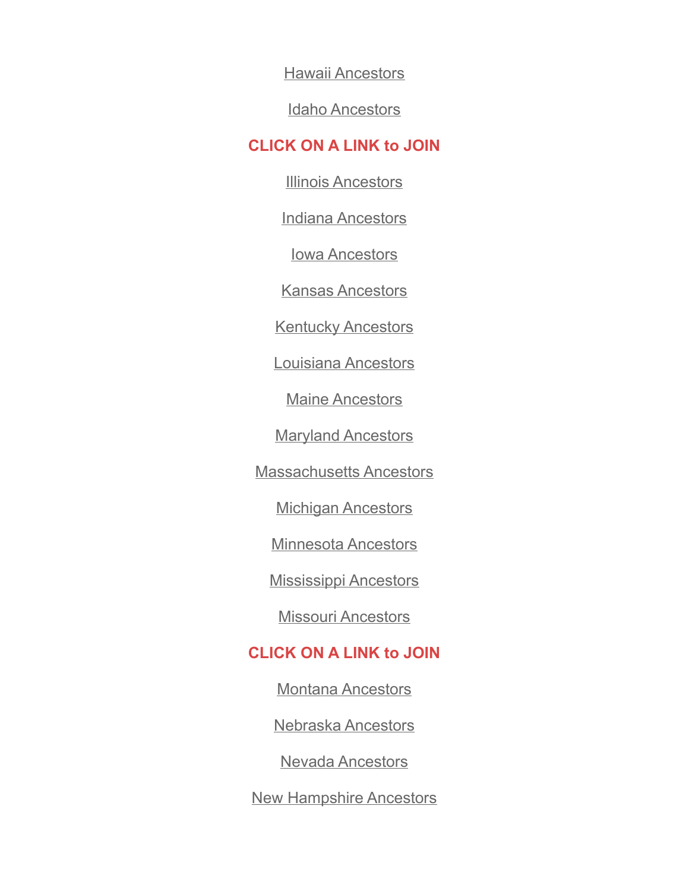Hawaii Ancestors

Idaho Ancestors

**CLICK ON A LINK to JOIN**

Illinois Ancestors

Indiana Ancestors

Iowa Ancestors

Kansas Ancestors

Kentucky Ancestors

Louisiana Ancestors

Maine Ancestors

Maryland Ancestors

Massachusetts Ancestors

Michigan Ancestors

Minnesota Ancestors

Mississippi Ancestors

Missouri Ancestors

**CLICK ON A LINK to JOIN**

Montana Ancestors

Nebraska Ancestors

Nevada Ancestors

New Hampshire Ancestors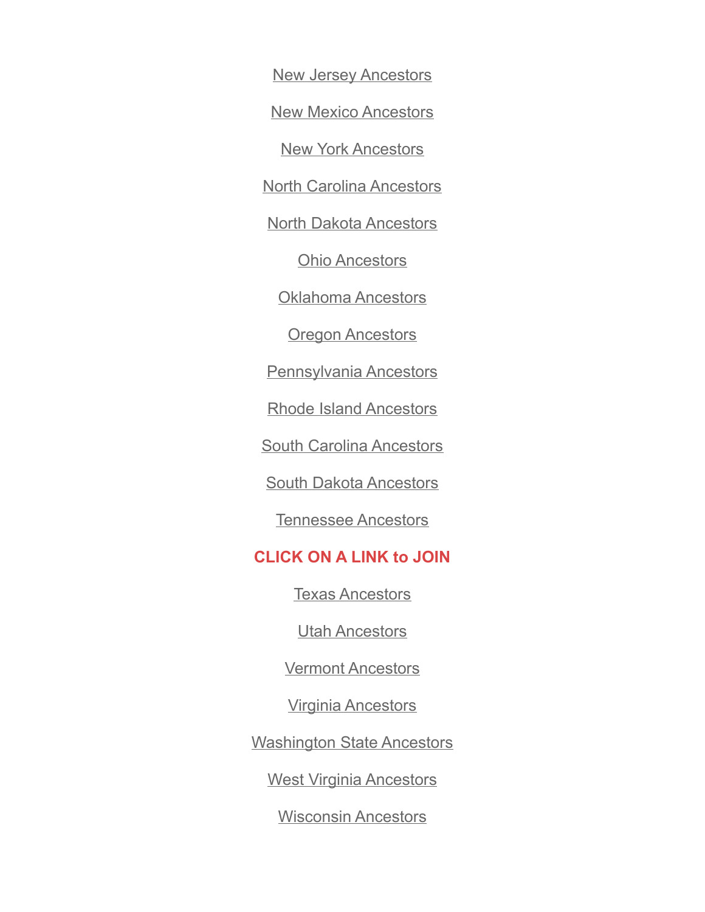New Jersey Ancestors

New Mexico Ancestors

New York Ancestors

North Carolina Ancestors

North Dakota Ancestors

Ohio Ancestors

Oklahoma Ancestors

Oregon Ancestors

Pennsylvania Ancestors

Rhode Island Ancestors

South Carolina Ancestors

South Dakota Ancestors

Tennessee Ancestors

**CLICK ON A LINK to JOIN**

Texas Ancestors

Utah Ancestors

Vermont Ancestors

Virginia Ancestors

Washington State Ancestors

West Virginia Ancestors

Wisconsin Ancestors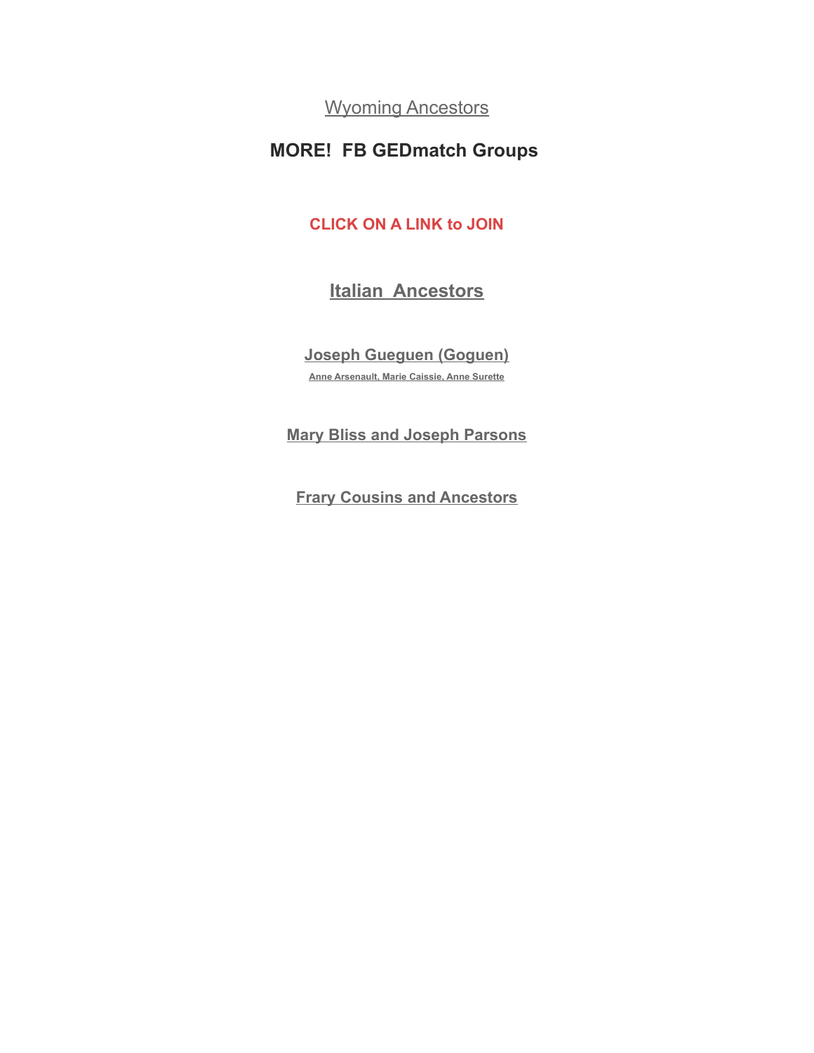Wyoming Ancestors

## MORE! FB GEDmatch Groups

**CLICK ON A LINK to JOIN**

**Italian Ancestors**

**Joseph Gueguen (Goguen)**

**Anne Arsenault, Marie Caissie, Anne Surette**

**Mary Bliss and Joseph Parsons**

**Frary Cousins and Ancestors**